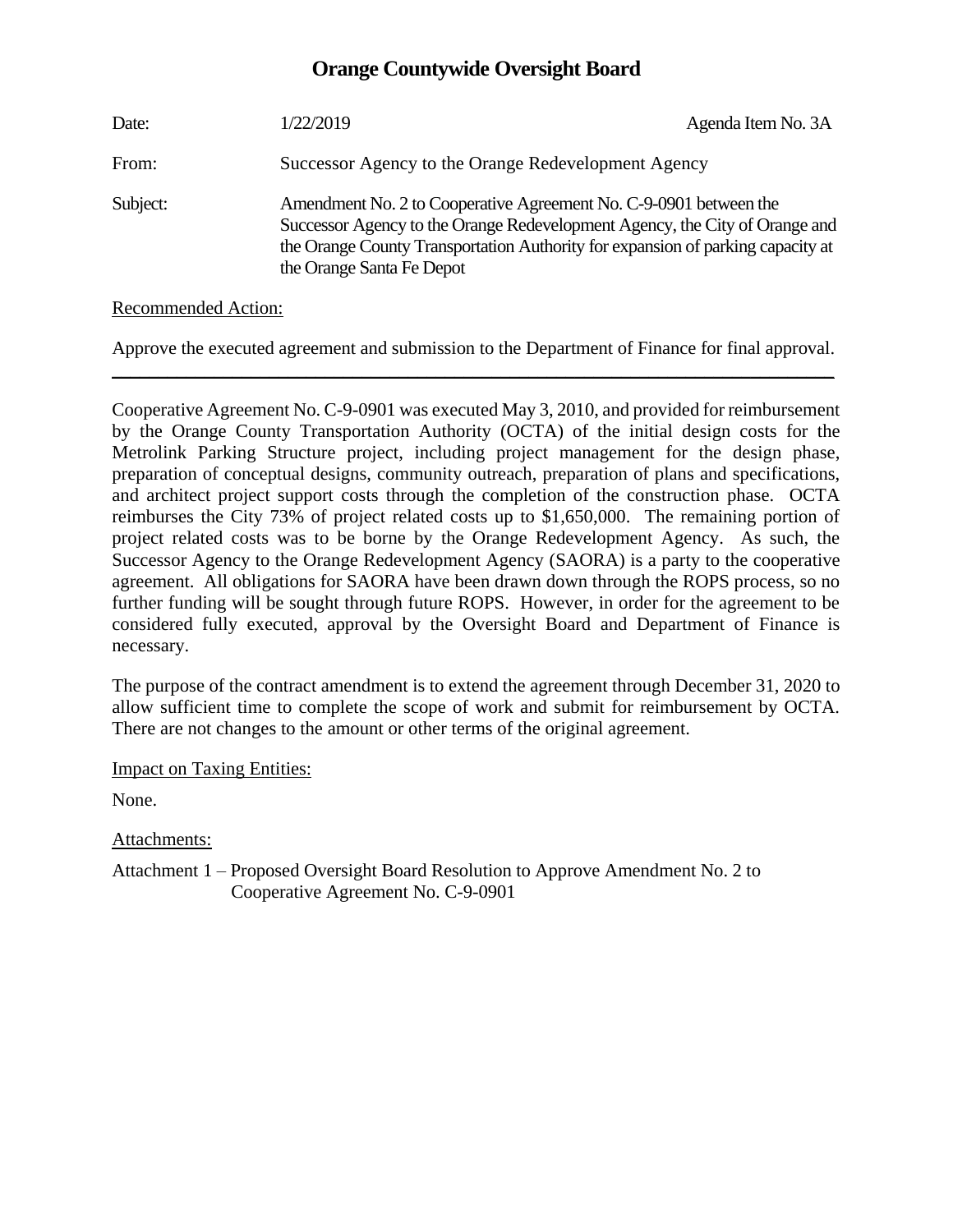# Orange Countywide Oversight Board

| | | |
|---|---|---|
| Date: | 1/22/2019 | Agenda Item No. 3A |
| From: | Successor Agency to the Orange Redevelopment Agency | |
| Subject: | Amendment No. 2 to Cooperative Agreement No. C-9-0901 between the Successor Agency to the Orange Redevelopment Agency, the City of Orange and the Orange County Transportation Authority for expansion of parking capacity at the Orange Santa Fe Depot | |

Recommended Action:

Approve the executed agreement and submission to the Department of Finance for final approval.

---

Cooperative Agreement No. C-9-0901 was executed May 3, 2010, and provided for reimbursement by the Orange County Transportation Authority (OCTA) of the initial design costs for the Metrolink Parking Structure project, including project management for the design phase, preparation of conceptual designs, community outreach, preparation of plans and specifications, and architect project support costs through the completion of the construction phase. OCTA reimburses the City 73% of project related costs up to $1,650,000. The remaining portion of project related costs was to be borne by the Orange Redevelopment Agency. As such, the Successor Agency to the Orange Redevelopment Agency (SAORA) is a party to the cooperative agreement. All obligations for SAORA have been drawn down through the ROPS process, so no further funding will be sought through future ROPS. However, in order for the agreement to be considered fully executed, approval by the Oversight Board and Department of Finance is necessary.

The purpose of the contract amendment is to extend the agreement through December 31, 2020 to allow sufficient time to complete the scope of work and submit for reimbursement by OCTA. There are not changes to the amount or other terms of the original agreement.

Impact on Taxing Entities:

None.

Attachments:

Attachment 1 – Proposed Oversight Board Resolution to Approve Amendment No. 2 to Cooperative Agreement No. C-9-0901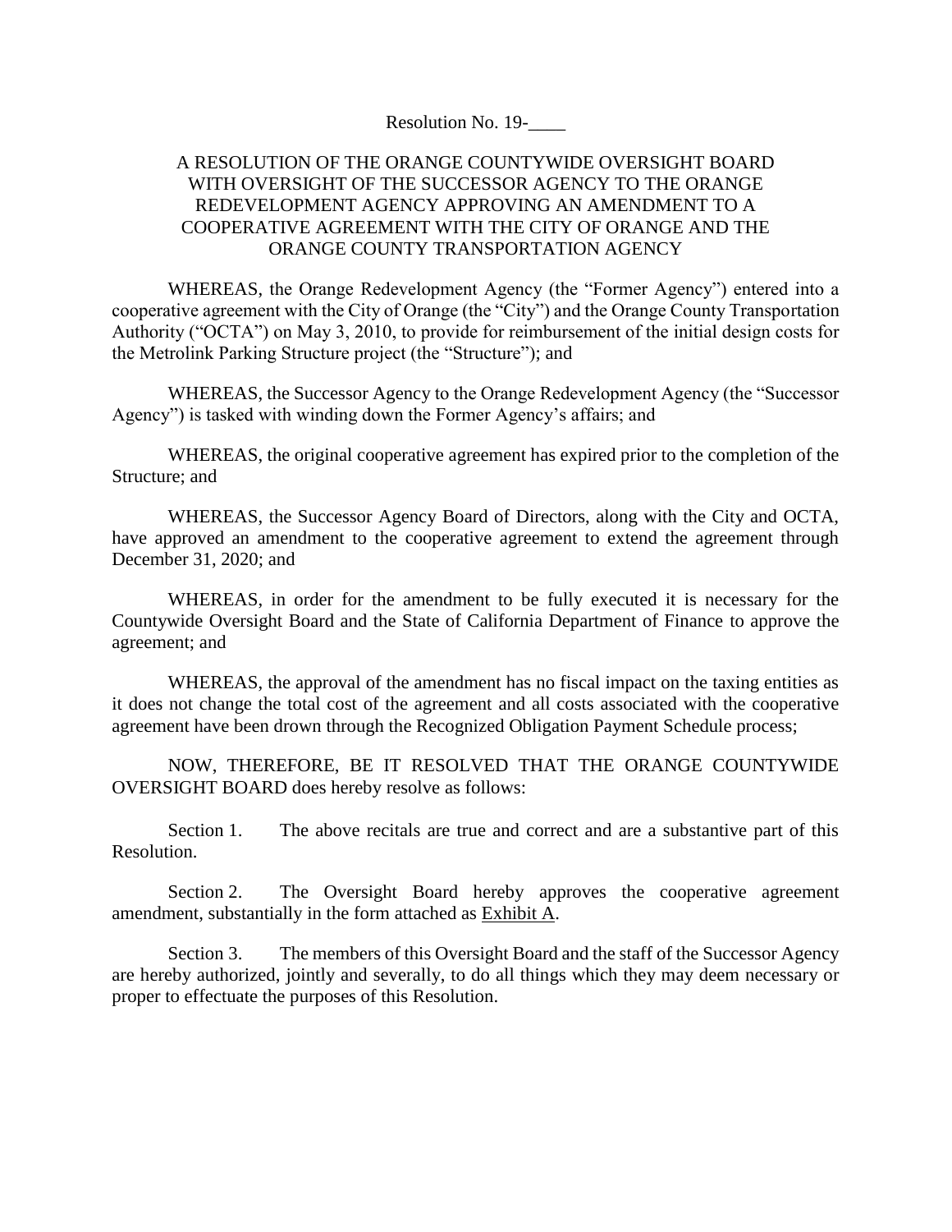Resolution No. 19-____

A RESOLUTION OF THE ORANGE COUNTYWIDE OVERSIGHT BOARD WITH OVERSIGHT OF THE SUCCESSOR AGENCY TO THE ORANGE REDEVELOPMENT AGENCY APPROVING AN AMENDMENT TO A COOPERATIVE AGREEMENT WITH THE CITY OF ORANGE AND THE ORANGE COUNTY TRANSPORTATION AGENCY

WHEREAS, the Orange Redevelopment Agency (the "Former Agency") entered into a cooperative agreement with the City of Orange (the "City") and the Orange County Transportation Authority ("OCTA") on May 3, 2010, to provide for reimbursement of the initial design costs for the Metrolink Parking Structure project (the "Structure"); and

WHEREAS, the Successor Agency to the Orange Redevelopment Agency (the "Successor Agency") is tasked with winding down the Former Agency's affairs; and

WHEREAS, the original cooperative agreement has expired prior to the completion of the Structure; and

WHEREAS, the Successor Agency Board of Directors, along with the City and OCTA, have approved an amendment to the cooperative agreement to extend the agreement through December 31, 2020; and

WHEREAS, in order for the amendment to be fully executed it is necessary for the Countywide Oversight Board and the State of California Department of Finance to approve the agreement; and

WHEREAS, the approval of the amendment has no fiscal impact on the taxing entities as it does not change the total cost of the agreement and all costs associated with the cooperative agreement have been drown through the Recognized Obligation Payment Schedule process;

NOW, THEREFORE, BE IT RESOLVED THAT THE ORANGE COUNTYWIDE OVERSIGHT BOARD does hereby resolve as follows:

Section 1. The above recitals are true and correct and are a substantive part of this Resolution.

Section 2. The Oversight Board hereby approves the cooperative agreement amendment, substantially in the form attached as Exhibit A.

Section 3. The members of this Oversight Board and the staff of the Successor Agency are hereby authorized, jointly and severally, to do all things which they may deem necessary or proper to effectuate the purposes of this Resolution.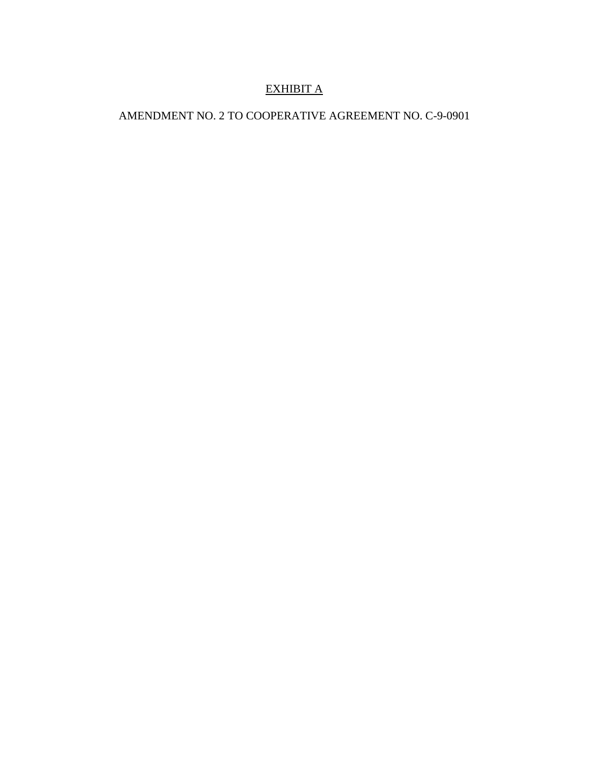<u>EXHIBIT A</u>

AMENDMENT NO. 2 TO COOPERATIVE AGREEMENT NO. C-9-0901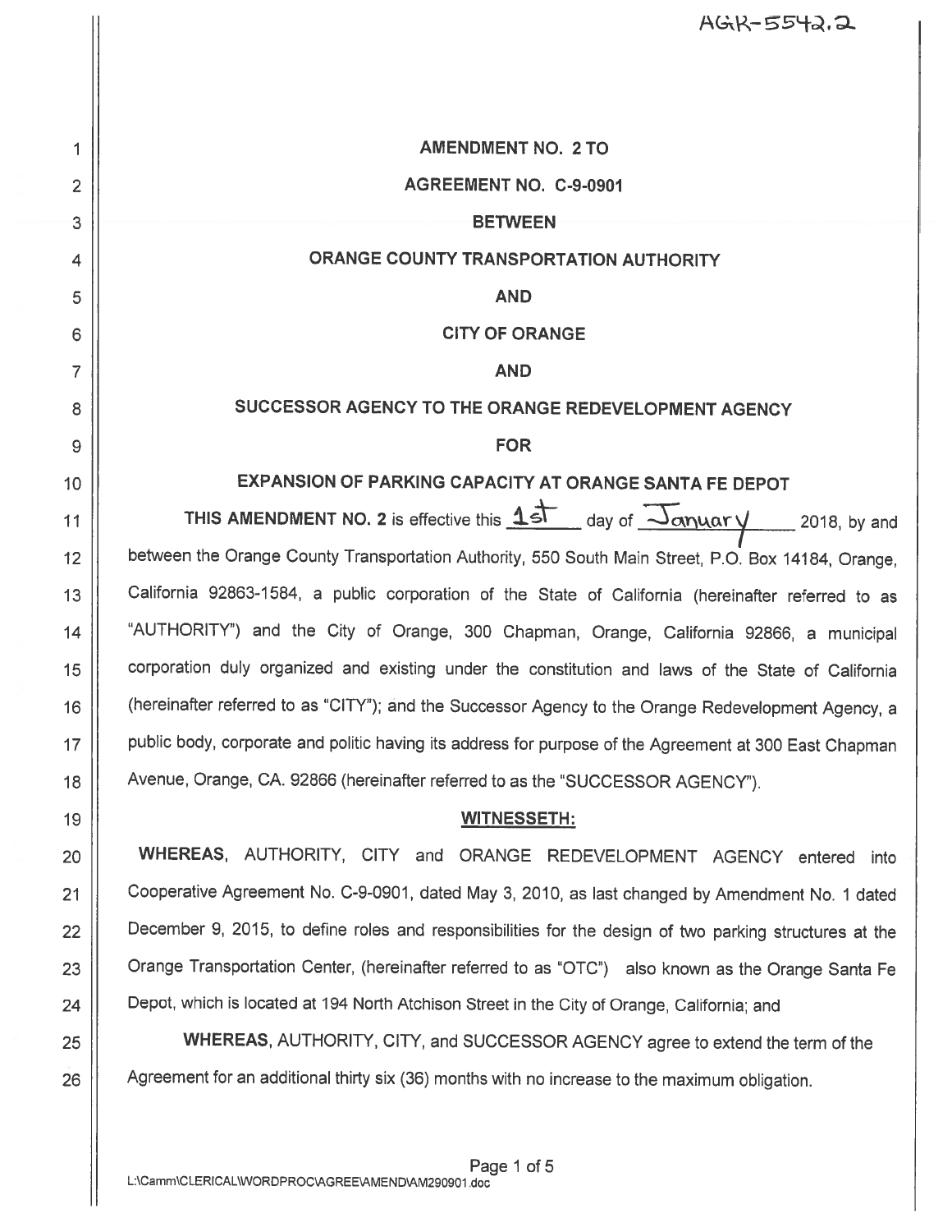AGR-5542.2

**AMENDMENT NO. 2 TO**

**AGREEMENT NO. C-9-0901**

**BETWEEN**

**ORANGE COUNTY TRANSPORTATION AUTHORITY**

**AND**

**CITY OF ORANGE**

**AND**

**SUCCESSOR AGENCY TO THE ORANGE REDEVELOPMENT AGENCY**

**FOR**

**EXPANSION OF PARKING CAPACITY AT ORANGE SANTA FE DEPOT**

**THIS AMENDMENT NO. 2** is effective this 1st day of January 2018, by and between the Orange County Transportation Authority, 550 South Main Street, P.O. Box 14184, Orange, California 92863-1584, a public corporation of the State of California (hereinafter referred to as "AUTHORITY") and the City of Orange, 300 Chapman, Orange, California 92866, a municipal corporation duly organized and existing under the constitution and laws of the State of California (hereinafter referred to as "CITY"); and the Successor Agency to the Orange Redevelopment Agency, a public body, corporate and politic having its address for purpose of the Agreement at 300 East Chapman Avenue, Orange, CA. 92866 (hereinafter referred to as the "SUCCESSOR AGENCY").

**WITNESSETH:**

**WHEREAS**, AUTHORITY, CITY and ORANGE REDEVELOPMENT AGENCY entered into Cooperative Agreement No. C-9-0901, dated May 3, 2010, as last changed by Amendment No. 1 dated December 9, 2015, to define roles and responsibilities for the design of two parking structures at the Orange Transportation Center, (hereinafter referred to as "OTC") also known as the Orange Santa Fe Depot, which is located at 194 North Atchison Street in the City of Orange, California; and

**WHEREAS**, AUTHORITY, CITY, and SUCCESSOR AGENCY agree to extend the term of the Agreement for an additional thirty six (36) months with no increase to the maximum obligation.

L:\Camm\CLERICAL\WORDPROC\AGREE\AMEND\AM290901.doc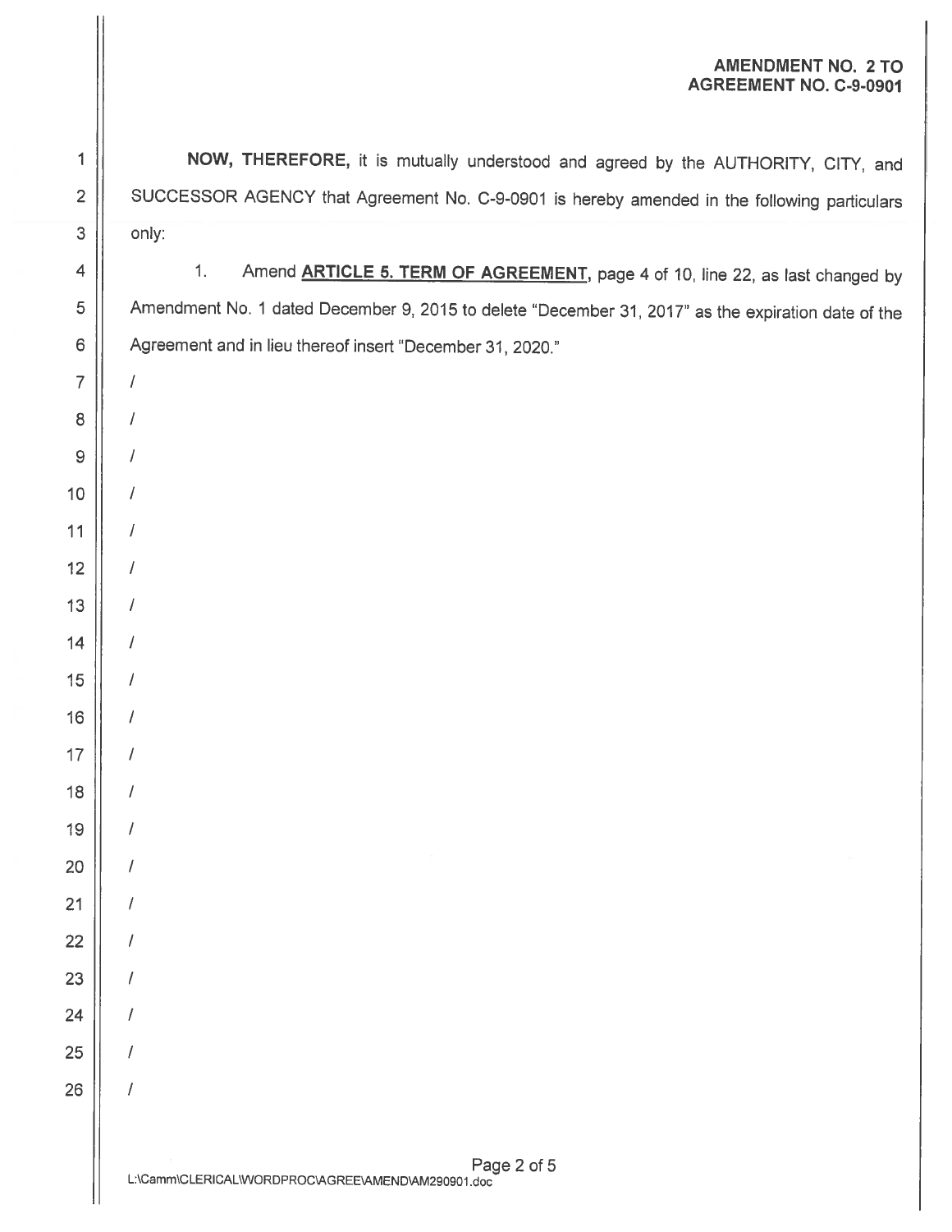**AMENDMENT NO. 2 TO AGREEMENT NO. C-9-0901**

**NOW, THEREFORE,** it is mutually understood and agreed by the AUTHORITY, CITY, and SUCCESSOR AGENCY that Agreement No. C-9-0901 is hereby amended in the following particulars only:

1. Amend **ARTICLE 5. TERM OF AGREEMENT**, page 4 of 10, line 22, as last changed by Amendment No. 1 dated December 9, 2015 to delete "December 31, 2017" as the expiration date of the Agreement and in lieu thereof insert "December 31, 2020."

/
/
/
/
/
/
/
/
/
/
/
/
/
/
/
/
/
/
/
/

L:\Camm\CLERICAL\WORDPROC\AGREE\AMEND\AM290901.doc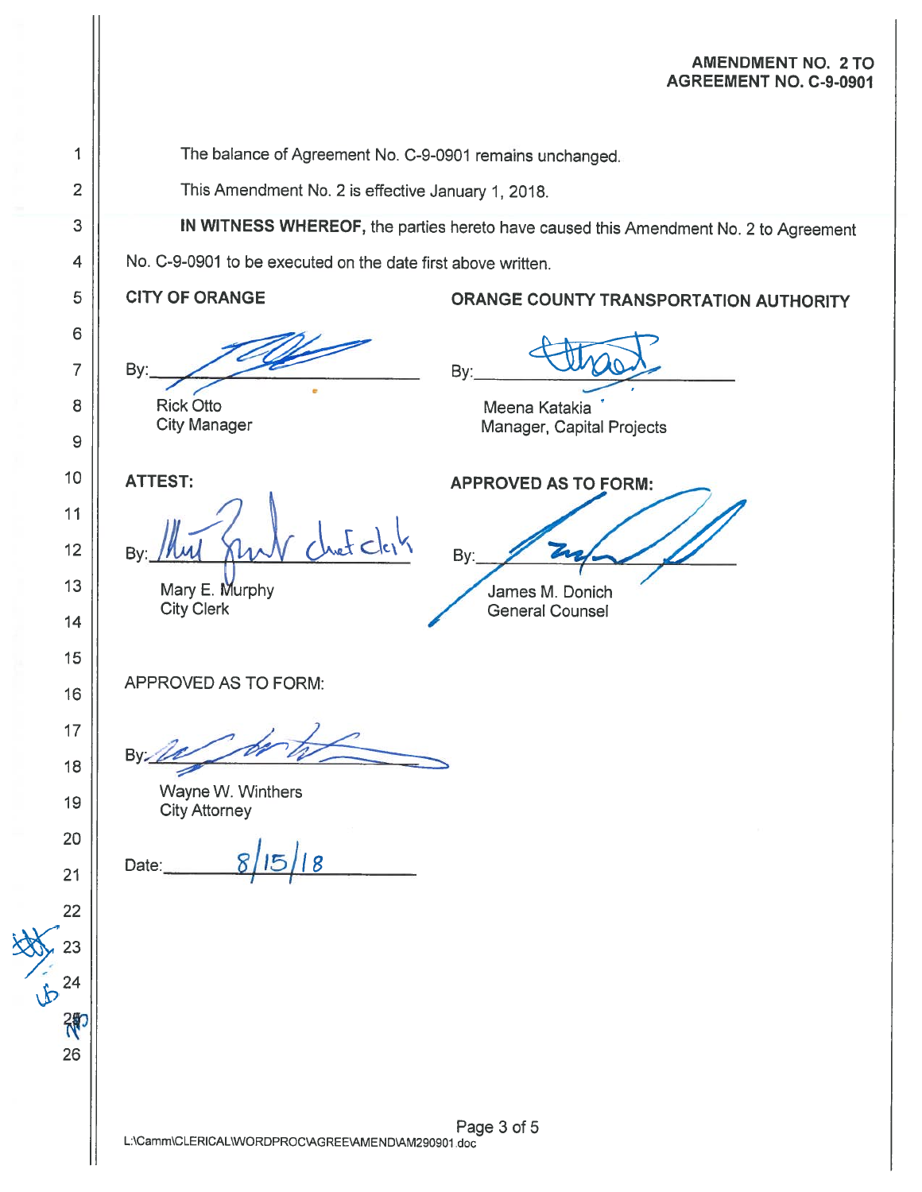**AMENDMENT NO. 2 TO AGREEMENT NO. C-9-0901**

The balance of Agreement No. C-9-0901 remains unchanged.

This Amendment No. 2 is effective January 1, 2018.

**IN WITNESS WHEREOF,** the parties hereto have caused this Amendment No. 2 to Agreement No. C-9-0901 to be executed on the date first above written.

| **CITY OF ORANGE** | **ORANGE COUNTY TRANSPORTATION AUTHORITY** |
|---|---|
| By: \_\_\_\_\_\_\_\_\_\_\_\_\_\_\_\_ | By: \_\_\_\_\_\_\_\_\_\_\_\_\_\_\_\_ |
| Rick Otto<br>City Manager | Meena Katakia<br>Manager, Capital Projects |
| **ATTEST:** | **APPROVED AS TO FORM:** |
| By: \_\_\_\_\_\_\_\_\_\_\_\_\_\_\_\_ chief clerk | By: \_\_\_\_\_\_\_\_\_\_\_\_\_\_\_\_ |
| Mary E. Murphy<br>City Clerk | James M. Donich<br>General Counsel |

APPROVED AS TO FORM:

By: \_\_\_\_\_\_\_\_\_\_\_\_\_\_\_\_

Wayne W. Winthers
City Attorney

Date: 8/15/18

L:\Camm\CLERICAL\WORDPROC\AGREE\AMEND\AM290901.doc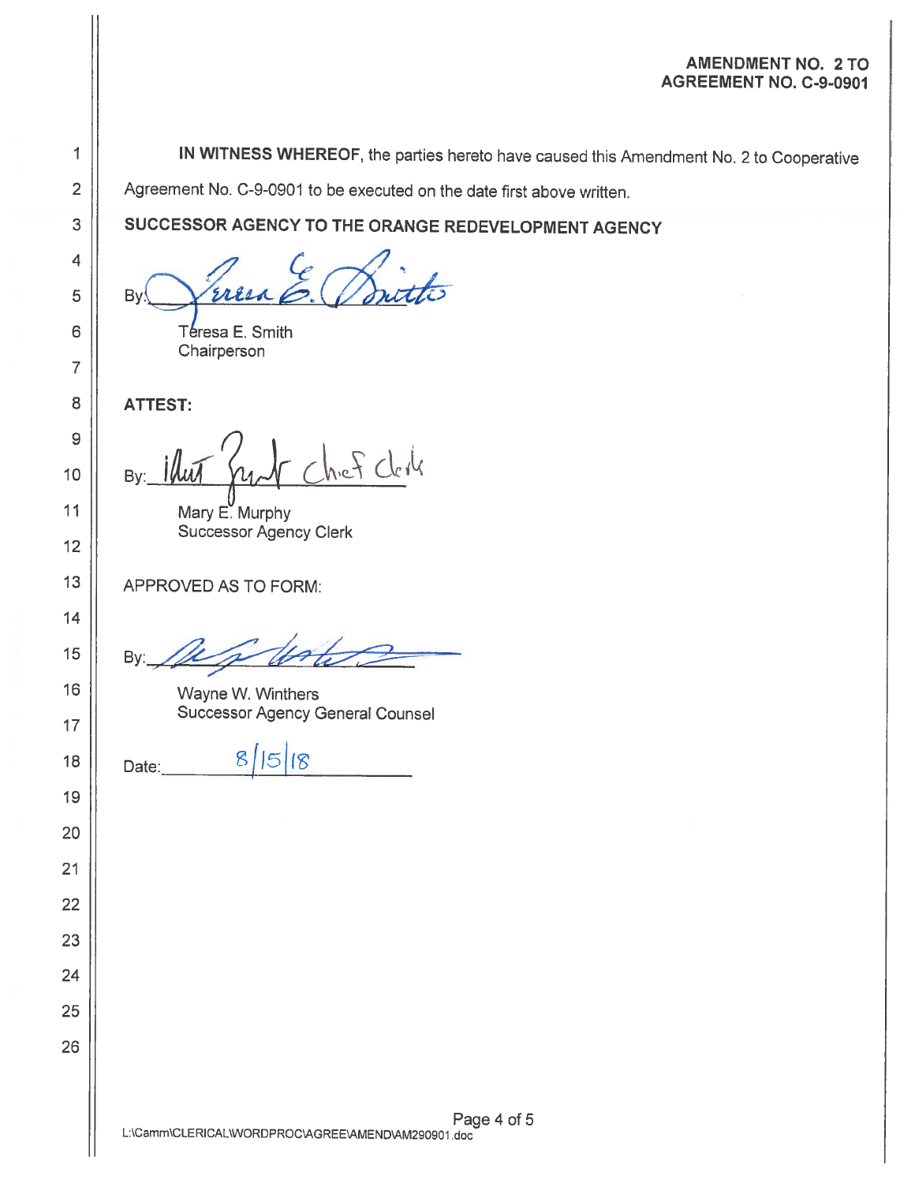**AMENDMENT NO. 2 TO AGREEMENT NO. C-9-0901**

**IN WITNESS WHEREOF**, the parties hereto have caused this Amendment No. 2 to Cooperative Agreement No. C-9-0901 to be executed on the date first above written.

**SUCCESSOR AGENCY TO THE ORANGE REDEVELOPMENT AGENCY**

By: Teresa E. Smith

Teresa E. Smith
Chairperson

**ATTEST:**

By: Chief Clerk

Mary E. Murphy
Successor Agency Clerk

APPROVED AS TO FORM:

By: ________________

Wayne W. Winthers
Successor Agency General Counsel

Date: 8/15/18

L:\Camm\CLERICAL\WORDPROC\AGREE\AMEND\AM290901.doc